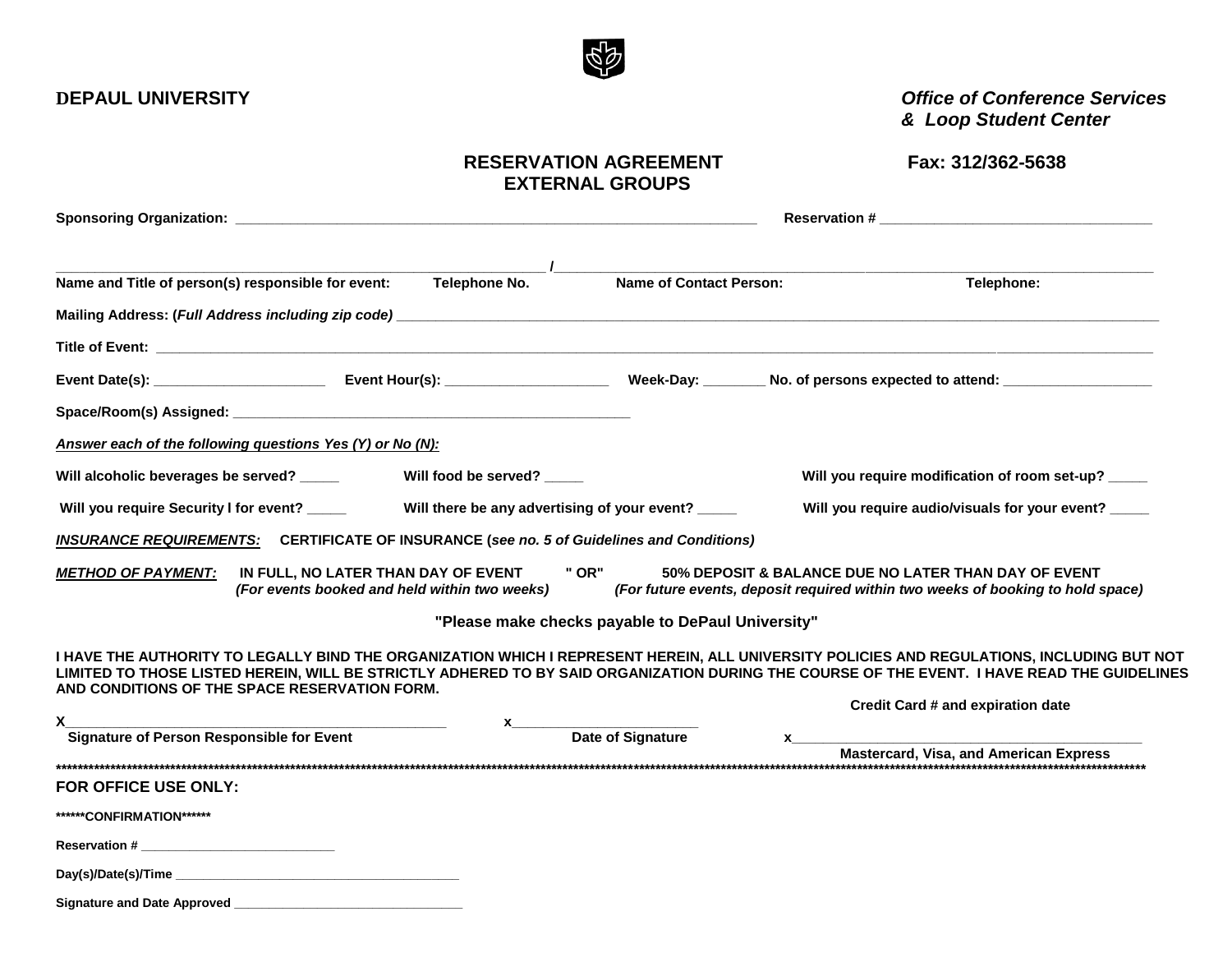**DEPAUL UNIVERSITY**

***Office of Conference Services***
***& Loop Student Center***

## RESERVATION AGREEMENT
## EXTERNAL GROUPS

**Fax: 312/362-5638**

**Sponsoring Organization:** ______________________________________________________________ **Reservation #** __________________________________

__________________________________________________________ /__________________________________________________________________________

**Name and Title of person(s) responsible for event: Telephone No. Name of Contact Person: Telephone:**

**Mailing Address: (*Full Address including zip code)*** ______________________________________________________________________________________________

**Title of Event:** ______________________________________________________________________________________________________________________

**Event Date(s):** ______________________ **Event Hour(s):** _____________________ **Week-Day:** ________ **No. of persons expected to attend:** ___________________

**Space/Room(s) Assigned:** _______________________________________________

***Answer each of the following questions Yes (Y) or No (N):***

**Will alcoholic beverages be served?** _____ **Will food be served?** _____ **Will you require modification of room set-up?** _____

**Will you require Security l for event?** _____ **Will there be any advertising of your event?** _____ **Will you require audio/visuals for your event?** _____

***INSURANCE REQUIREMENTS:*** **CERTIFICATE OF INSURANCE (*see no. 5 of Guidelines and Conditions)***

***METHOD OF PAYMENT:*** **IN FULL, NO LATER THAN DAY OF EVENT " OR" 50% DEPOSIT & BALANCE DUE NO LATER THAN DAY OF EVENT**
***(For events booked and held within two weeks) (For future events, deposit required within two weeks of booking to hold space)***

**"Please make checks payable to DePaul University"**

**I HAVE THE AUTHORITY TO LEGALLY BIND THE ORGANIZATION WHICH I REPRESENT HEREIN, ALL UNIVERSITY POLICIES AND REGULATIONS, INCLUDING BUT NOT LIMITED TO THOSE LISTED HEREIN, WILL BE STRICTLY ADHERED TO BY SAID ORGANIZATION DURING THE COURSE OF THE EVENT. I HAVE READ THE GUIDELINES AND CONDITIONS OF THE SPACE RESERVATION FORM.**

X______________________________________________ x________________________ x____________________________________________

**Signature of Person Responsible for Event** **Date of Signature** **Credit Card # and expiration date**
**Mastercard, Visa, and American Express**

******************************************************************************************************************************************************************

**FOR OFFICE USE ONLY:**

**\*\*\*\*\*\*CONFIRMATION\*\*\*\*\*\***

**Reservation #** ___________________________

**Day(s)/Date(s)/Time** _________________________________________

**Signature and Date Approved** ________________________________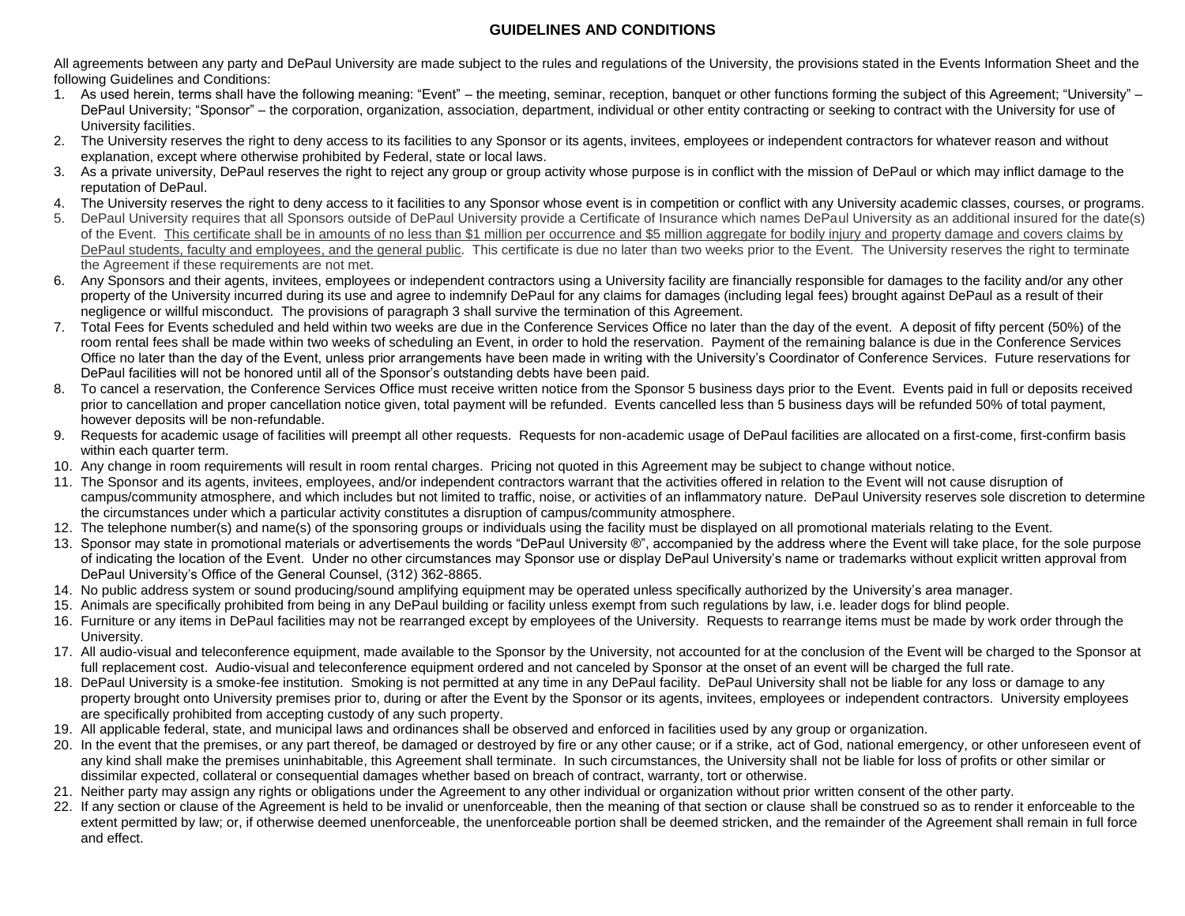# GUIDELINES AND CONDITIONS

All agreements between any party and DePaul University are made subject to the rules and regulations of the University, the provisions stated in the Events Information Sheet and the following Guidelines and Conditions:

1. As used herein, terms shall have the following meaning: "Event" – the meeting, seminar, reception, banquet or other functions forming the subject of this Agreement; "University" – DePaul University; "Sponsor" – the corporation, organization, association, department, individual or other entity contracting or seeking to contract with the University for use of University facilities.
2. The University reserves the right to deny access to its facilities to any Sponsor or its agents, invitees, employees or independent contractors for whatever reason and without explanation, except where otherwise prohibited by Federal, state or local laws.
3. As a private university, DePaul reserves the right to reject any group or group activity whose purpose is in conflict with the mission of DePaul or which may inflict damage to the reputation of DePaul.
4. The University reserves the right to deny access to it facilities to any Sponsor whose event is in competition or conflict with any University academic classes, courses, or programs.
5. DePaul University requires that all Sponsors outside of DePaul University provide a Certificate of Insurance which names DePaul University as an additional insured for the date(s) of the Event. <u>This certificate shall be in amounts of no less than $1 million per occurrence and $5 million aggregate for bodily injury and property damage and covers claims by DePaul students, faculty and employees, and the general public</u>. This certificate is due no later than two weeks prior to the Event. The University reserves the right to terminate the Agreement if these requirements are not met.
6. Any Sponsors and their agents, invitees, employees or independent contractors using a University facility are financially responsible for damages to the facility and/or any other property of the University incurred during its use and agree to indemnify DePaul for any claims for damages (including legal fees) brought against DePaul as a result of their negligence or willful misconduct. The provisions of paragraph 3 shall survive the termination of this Agreement.
7. Total Fees for Events scheduled and held within two weeks are due in the Conference Services Office no later than the day of the event. A deposit of fifty percent (50%) of the room rental fees shall be made within two weeks of scheduling an Event, in order to hold the reservation. Payment of the remaining balance is due in the Conference Services Office no later than the day of the Event, unless prior arrangements have been made in writing with the University's Coordinator of Conference Services. Future reservations for DePaul facilities will not be honored until all of the Sponsor's outstanding debts have been paid.
8. To cancel a reservation, the Conference Services Office must receive written notice from the Sponsor 5 business days prior to the Event. Events paid in full or deposits received prior to cancellation and proper cancellation notice given, total payment will be refunded. Events cancelled less than 5 business days will be refunded 50% of total payment, however deposits will be non-refundable.
9. Requests for academic usage of facilities will preempt all other requests. Requests for non-academic usage of DePaul facilities are allocated on a first-come, first-confirm basis within each quarter term.
10. Any change in room requirements will result in room rental charges. Pricing not quoted in this Agreement may be subject to change without notice.
11. The Sponsor and its agents, invitees, employees, and/or independent contractors warrant that the activities offered in relation to the Event will not cause disruption of campus/community atmosphere, and which includes but not limited to traffic, noise, or activities of an inflammatory nature. DePaul University reserves sole discretion to determine the circumstances under which a particular activity constitutes a disruption of campus/community atmosphere.
12. The telephone number(s) and name(s) of the sponsoring groups or individuals using the facility must be displayed on all promotional materials relating to the Event.
13. Sponsor may state in promotional materials or advertisements the words "DePaul University ®", accompanied by the address where the Event will take place, for the sole purpose of indicating the location of the Event. Under no other circumstances may Sponsor use or display DePaul University's name or trademarks without explicit written approval from DePaul University's Office of the General Counsel, (312) 362-8865.
14. No public address system or sound producing/sound amplifying equipment may be operated unless specifically authorized by the University's area manager.
15. Animals are specifically prohibited from being in any DePaul building or facility unless exempt from such regulations by law, i.e. leader dogs for blind people.
16. Furniture or any items in DePaul facilities may not be rearranged except by employees of the University. Requests to rearrange items must be made by work order through the University.
17. All audio-visual and teleconference equipment, made available to the Sponsor by the University, not accounted for at the conclusion of the Event will be charged to the Sponsor at full replacement cost. Audio-visual and teleconference equipment ordered and not canceled by Sponsor at the onset of an event will be charged the full rate.
18. DePaul University is a smoke-fee institution. Smoking is not permitted at any time in any DePaul facility. DePaul University shall not be liable for any loss or damage to any property brought onto University premises prior to, during or after the Event by the Sponsor or its agents, invitees, employees or independent contractors. University employees are specifically prohibited from accepting custody of any such property.
19. All applicable federal, state, and municipal laws and ordinances shall be observed and enforced in facilities used by any group or organization.
20. In the event that the premises, or any part thereof, be damaged or destroyed by fire or any other cause; or if a strike, act of God, national emergency, or other unforeseen event of any kind shall make the premises uninhabitable, this Agreement shall terminate. In such circumstances, the University shall not be liable for loss of profits or other similar or dissimilar expected, collateral or consequential damages whether based on breach of contract, warranty, tort or otherwise.
21. Neither party may assign any rights or obligations under the Agreement to any other individual or organization without prior written consent of the other party.
22. If any section or clause of the Agreement is held to be invalid or unenforceable, then the meaning of that section or clause shall be construed so as to render it enforceable to the extent permitted by law; or, if otherwise deemed unenforceable, the unenforceable portion shall be deemed stricken, and the remainder of the Agreement shall remain in full force and effect.